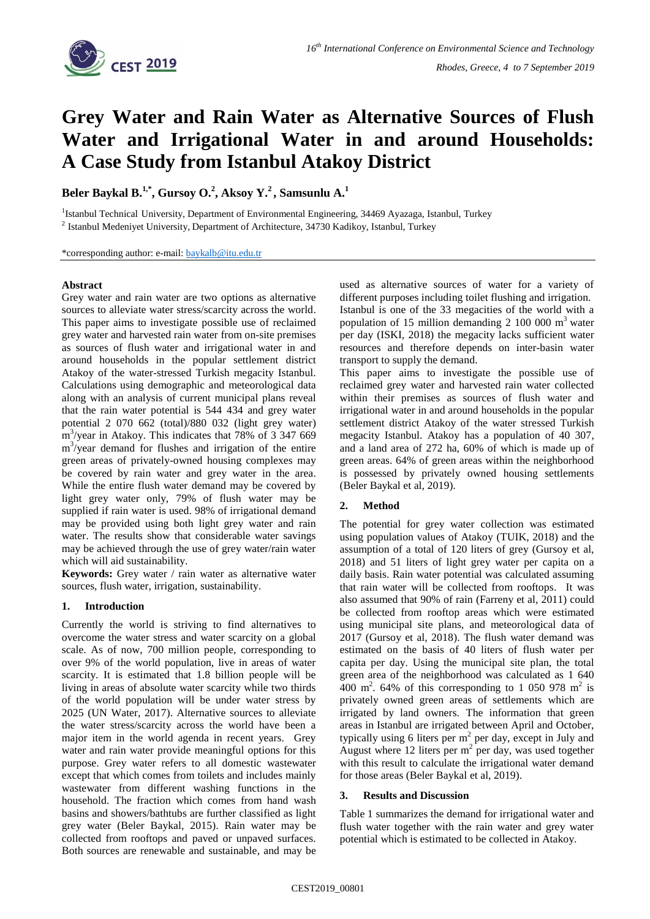# Grey Water and Rain Water as Alternative Sources of Flush Water and Irrigational Water in and around Households: A Case Study from Istanbul Atakoy District

**Beler Baykal B.[1,*], Gursoy O.[2], Aksoy Y.[2], Samsunlu A.[1]**

[1]Istanbul Technical University, Department of Environmental Engineering, 34469 Ayazaga, Istanbul, Turkey

[2] Istanbul Medeniyet University, Department of Architecture, 34730 Kadikoy, Istanbul, Turkey

*corresponding author: e-mail: baykalb@itu.edu.tr

## Abstract

Grey water and rain water are two options as alternative sources to alleviate water stress/scarcity across the world. This paper aims to investigate possible use of reclaimed grey water and harvested rain water from on-site premises as sources of flush water and irrigational water in and around households in the popular settlement district Atakoy of the water-stressed Turkish megacity Istanbul. Calculations using demographic and meteorological data along with an analysis of current municipal plans reveal that the rain water potential is 544 434 and grey water potential 2 070 662 (total)/880 032 (light grey water) $m^3$/year in Atakoy. This indicates that 78% of 3 347 669 $m^3$/year demand for flushes and irrigation of the entire green areas of privately-owned housing complexes may be covered by rain water and grey water in the area. While the entire flush water demand may be covered by light grey water only, 79% of flush water may be supplied if rain water is used. 98% of irrigational demand may be provided using both light grey water and rain water. The results show that considerable water savings may be achieved through the use of grey water/rain water which will aid sustainability.

**Keywords:** Grey water / rain water as alternative water sources, flush water, irrigation, sustainability.

## 1. Introduction

Currently the world is striving to find alternatives to overcome the water stress and water scarcity on a global scale. As of now, 700 million people, corresponding to over 9% of the world population, live in areas of water scarcity. It is estimated that 1.8 billion people will be living in areas of absolute water scarcity while two thirds of the world population will be under water stress by 2025 (UN Water, 2017). Alternative sources to alleviate the water stress/scarcity across the world have been a major item in the world agenda in recent years. Grey water and rain water provide meaningful options for this purpose. Grey water refers to all domestic wastewater except that which comes from toilets and includes mainly wastewater from different washing functions in the household. The fraction which comes from hand wash basins and showers/bathtubs are further classified as light grey water (Beler Baykal, 2015). Rain water may be collected from rooftops and paved or unpaved surfaces. Both sources are renewable and sustainable, and may be used as alternative sources of water for a variety of different purposes including toilet flushing and irrigation. Istanbul is one of the 33 megacities of the world with a population of 15 million demanding 2 100 000 $m^3$ water per day (ISKI, 2018) the megacity lacks sufficient water resources and therefore depends on inter-basin water transport to supply the demand.

This paper aims to investigate the possible use of reclaimed grey water and harvested rain water collected within their premises as sources of flush water and irrigational water in and around households in the popular settlement district Atakoy of the water stressed Turkish megacity Istanbul. Atakoy has a population of 40 307, and a land area of 272 ha, 60% of which is made up of green areas. 64% of green areas within the neighborhood is possessed by privately owned housing settlements (Beler Baykal et al, 2019).

## 2. Method

The potential for grey water collection was estimated using population values of Atakoy (TUIK, 2018) and the assumption of a total of 120 liters of grey (Gursoy et al, 2018) and 51 liters of light grey water per capita on a daily basis. Rain water potential was calculated assuming that rain water will be collected from rooftops. It was also assumed that 90% of rain (Farreny et al, 2011) could be collected from rooftop areas which were estimated using municipal site plans, and meteorological data of 2017 (Gursoy et al, 2018). The flush water demand was estimated on the basis of 40 liters of flush water per capita per day. Using the municipal site plan, the total green area of the neighborhood was calculated as 1 640 400 $m^2$. 64% of this corresponding to 1 050 978 $m^2$ is privately owned green areas of settlements which are irrigated by land owners. The information that green areas in Istanbul are irrigated between April and October, typically using 6 liters per $m^2$ per day, except in July and August where 12 liters per $m^2$ per day, was used together with this result to calculate the irrigational water demand for those areas (Beler Baykal et al, 2019).

## 3. Results and Discussion

Table 1 summarizes the demand for irrigational water and flush water together with the rain water and grey water potential which is estimated to be collected in Atakoy.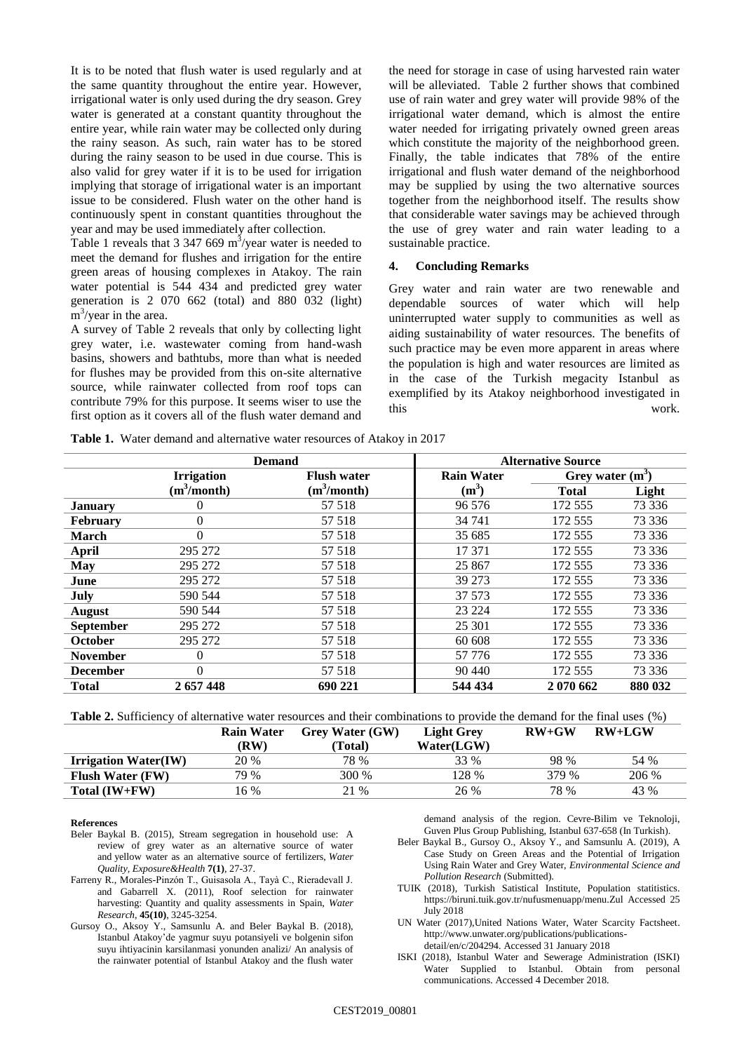It is to be noted that flush water is used regularly and at the same quantity throughout the entire year. However, irrigational water is only used during the dry season. Grey water is generated at a constant quantity throughout the entire year, while rain water may be collected only during the rainy season. As such, rain water has to be stored during the rainy season to be used in due course. This is also valid for grey water if it is to be used for irrigation implying that storage of irrigational water is an important issue to be considered. Flush water on the other hand is continuously spent in constant quantities throughout the year and may be used immediately after collection.

Table 1 reveals that 3 347 669 $m^3$/year water is needed to meet the demand for flushes and irrigation for the entire green areas of housing complexes in Atakoy. The rain water potential is 544 434 and predicted grey water generation is 2 070 662 (total) and 880 032 (light) $m^3$/year in the area.

A survey of Table 2 reveals that only by collecting light grey water, i.e. wastewater coming from hand-wash basins, showers and bathtubs, more than what is needed for flushes may be provided from this on-site alternative source, while rainwater collected from roof tops can contribute 79% for this purpose. It seems wiser to use the first option as it covers all of the flush water demand and the need for storage in case of using harvested rain water will be alleviated. Table 2 further shows that combined use of rain water and grey water will provide 98% of the irrigational water demand, which is almost the entire water needed for irrigating privately owned green areas which constitute the majority of the neighborhood green. Finally, the table indicates that 78% of the entire irrigational and flush water demand of the neighborhood may be supplied by using the two alternative sources together from the neighborhood itself. The results show that considerable water savings may be achieved through the use of grey water and rain water leading to a sustainable practice.

## 4. Concluding Remarks

Grey water and rain water are two renewable and dependable sources of water which will help uninterrupted water supply to communities as well as aiding sustainability of water resources. The benefits of such practice may be even more apparent in areas where the population is high and water resources are limited as in the case of the Turkish megacity Istanbul as exemplified by its Atakoy neighborhood investigated in this work.

**Table 1.** Water demand and alternative water resources of Atakoy in 2017

| | Demand | | Alternative Source | | |
|---|---|---|---|---|---|
| | Irrigation ($m^3$/month) | Flush water ($m^3$/month) | Rain Water ($m^3$) | Grey water ($m^3$) Total | Light |
| **January** | 0 | 57 518 | 96 576 | 172 555 | 73 336 |
| **February** | 0 | 57 518 | 34 741 | 172 555 | 73 336 |
| **March** | 0 | 57 518 | 35 685 | 172 555 | 73 336 |
| **April** | 295 272 | 57 518 | 17 371 | 172 555 | 73 336 |
| **May** | 295 272 | 57 518 | 25 867 | 172 555 | 73 336 |
| **June** | 295 272 | 57 518 | 39 273 | 172 555 | 73 336 |
| **July** | 590 544 | 57 518 | 37 573 | 172 555 | 73 336 |
| **August** | 590 544 | 57 518 | 23 224 | 172 555 | 73 336 |
| **September** | 295 272 | 57 518 | 25 301 | 172 555 | 73 336 |
| **October** | 295 272 | 57 518 | 60 608 | 172 555 | 73 336 |
| **November** | 0 | 57 518 | 57 776 | 172 555 | 73 336 |
| **December** | 0 | 57 518 | 90 440 | 172 555 | 73 336 |
| **Total** | **2 657 448** | **690 221** | **544 434** | **2 070 662** | **880 032** |

**Table 2.** Sufficiency of alternative water resources and their combinations to provide the demand for the final uses (%)

| | Rain Water (RW) | Grey Water (GW) (Total) | Light Grey Water(LGW) | RW+GW | RW+LGW |
|---|---|---|---|---|---|
| **Irrigation Water(IW)** | 20 % | 78 % | 33 % | 98 % | 54 % |
| **Flush Water (FW)** | 79 % | 300 % | 128 % | 379 % | 206 % |
| **Total (IW+FW)** | 16 % | 21 % | 26 % | 78 % | 43 % |

**References**

Beler Baykal B. (2015), Stream segregation in household use: A review of grey water as an alternative source of water and yellow water as an alternative source of fertilizers, *Water Quality, Exposure&Health* **7(1)**, 27-37.

Farreny R., Morales-Pinzón T., Guisasola A., Tayà C., Rieradevall J. and Gabarrell X. (2011), Roof selection for rainwater harvesting: Quantity and quality assessments in Spain, *Water Research*, **45(10)**, 3245-3254.

Gursoy O., Aksoy Y., Samsunlu A. and Beler Baykal B. (2018), Istanbul Atakoy'de yagmur suyu potansiyeli ve bolgenin sifon suyu ihtiyacinin karsilanmasi yonunden analizi/ An analysis of the rainwater potential of Istanbul Atakoy and the flush water demand analysis of the region. Cevre-Bilim ve Teknoloji, Guven Plus Group Publishing, Istanbul 637-658 (In Turkish).

Beler Baykal B., Gursoy O., Aksoy Y., and Samsunlu A. (2019), A Case Study on Green Areas and the Potential of Irrigation Using Rain Water and Grey Water, *Environmental Science and Pollution Research* (Submitted).

TUIK (2018), Turkish Satistical Institute, Population statitistics. https://biruni.tuik.gov.tr/nufusmenuapp/menu.Zul Accessed 25 July 2018

UN Water (2017),United Nations Water, Water Scarcity Factsheet. http://www.unwater.org/publications/publications-detail/en/c/204294. Accessed 31 January 2018

ISKI (2018), Istanbul Water and Sewerage Administration (ISKI) Water Supplied to Istanbul. Obtain from personal communications. Accessed 4 December 2018.